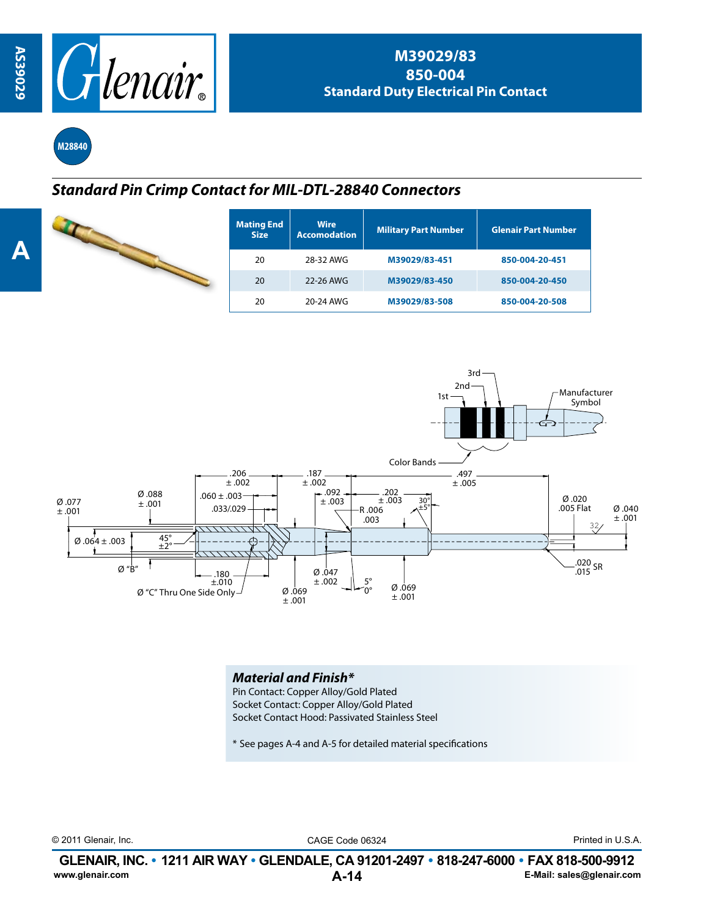# M39029/83
# 850-004
## Standard Duty Electrical Pin Contact

M28840

## *Standard Pin Crimp Contact for MIL-DTL-28840 Connectors*

| Mating End Size | Wire Accomodation | Military Part Number | Glenair Part Number |
|---|---|---|---|
| 20 | 28-32 AWG | M39029/83-451 | 850-004-20-451 |
| 20 | 22-26 AWG | M39029/83-450 | 850-004-20-450 |
| 20 | 20-24 AWG | M39029/83-508 | 850-004-20-508 |

3rd
2nd
1st
Manufacturer Symbol
Color Bands

.206 ± .002
.187 ± .002
.497 ± .005
Ø .088 ± .001
.060 ± .003
.033/.029
.092 ± .003
.202 ± .003
30° ±5°
R .006 .003
Ø .077 ± .001
Ø .020 .005 Flat
Ø .040 ± .001
32
Ø .064 ± .003
45° ±2°
Ø "B"
.180 ±.010
Ø "C" Thru One Side Only
Ø .069 ± .001
Ø .047 ± .002
5° 0°
Ø .069 ± .001
.020 .015 SR

### *Material and Finish**

Pin Contact: Copper Alloy/Gold Plated
Socket Contact: Copper Alloy/Gold Plated
Socket Contact Hood: Passivated Stainless Steel

* See pages A-4 and A-5 for detailed material specifications

© 2011 Glenair, Inc. CAGE Code 06324 Printed in U.S.A.

**GLENAIR, INC. • 1211 AIR WAY • GLENDALE, CA 91201-2497 • 818-247-6000 • FAX 818-500-9912**

www.glenair.com E-Mail: sales@glenair.com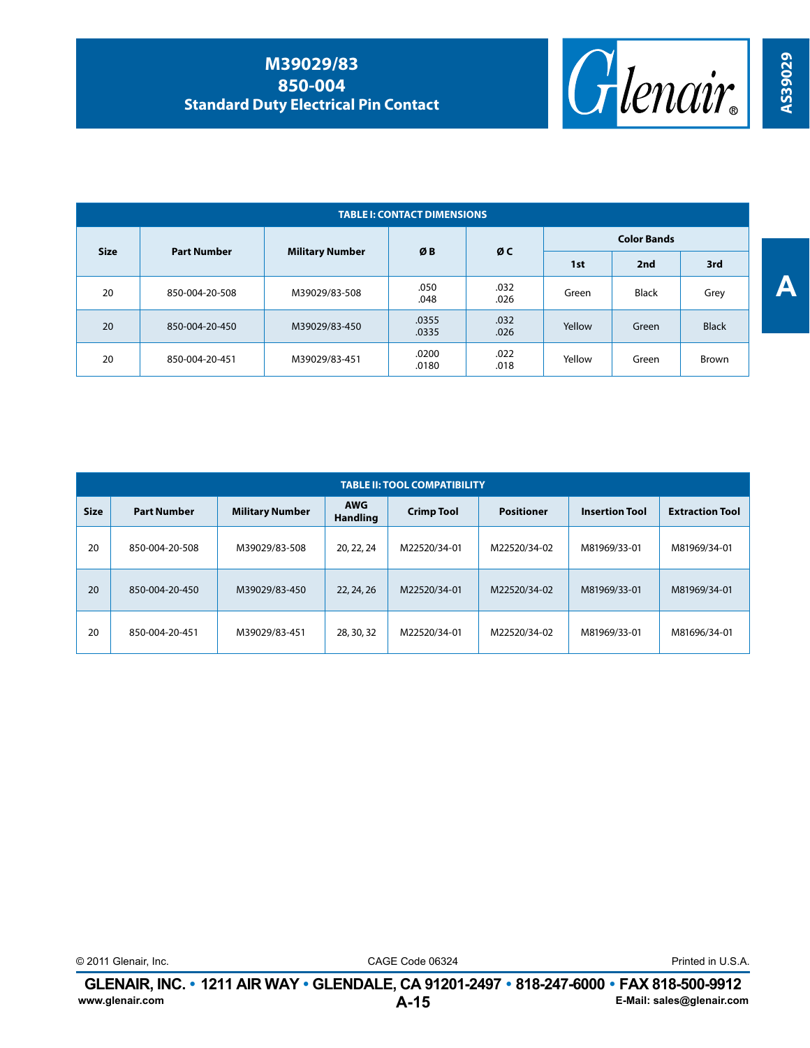# M39029/83
# 850-004
## Standard Duty Electrical Pin Contact

**TABLE I: CONTACT DIMENSIONS**

| Size | Part Number | Military Number | Ø B | Ø C | Color Bands | | |
|---|---|---|---|---|---|---|---|
| | | | | | 1st | 2nd | 3rd |
| 20 | 850-004-20-508 | M39029/83-508 | .050<br>.048 | .032<br>.026 | Green | Black | Grey |
| 20 | 850-004-20-450 | M39029/83-450 | .0355<br>.0335 | .032<br>.026 | Yellow | Green | Black |
| 20 | 850-004-20-451 | M39029/83-451 | .0200<br>.0180 | .022<br>.018 | Yellow | Green | Brown |

**TABLE II: TOOL COMPATIBILITY**

| Size | Part Number | Military Number | AWG Handling | Crimp Tool | Positioner | Insertion Tool | Extraction Tool |
|---|---|---|---|---|---|---|---|
| 20 | 850-004-20-508 | M39029/83-508 | 20, 22, 24 | M22520/34-01 | M22520/34-02 | M81969/33-01 | M81969/34-01 |
| 20 | 850-004-20-450 | M39029/83-450 | 22, 24, 26 | M22520/34-01 | M22520/34-02 | M81969/33-01 | M81969/34-01 |
| 20 | 850-004-20-451 | M39029/83-451 | 28, 30, 32 | M22520/34-01 | M22520/34-02 | M81969/33-01 | M81696/34-01 |

© 2011 Glenair, Inc. CAGE Code 06324 Printed in U.S.A.

**GLENAIR, INC. • 1211 AIR WAY • GLENDALE, CA 91201-2497 • 818-247-6000 • FAX 818-500-9912**

www.glenair.com E-Mail: sales@glenair.com